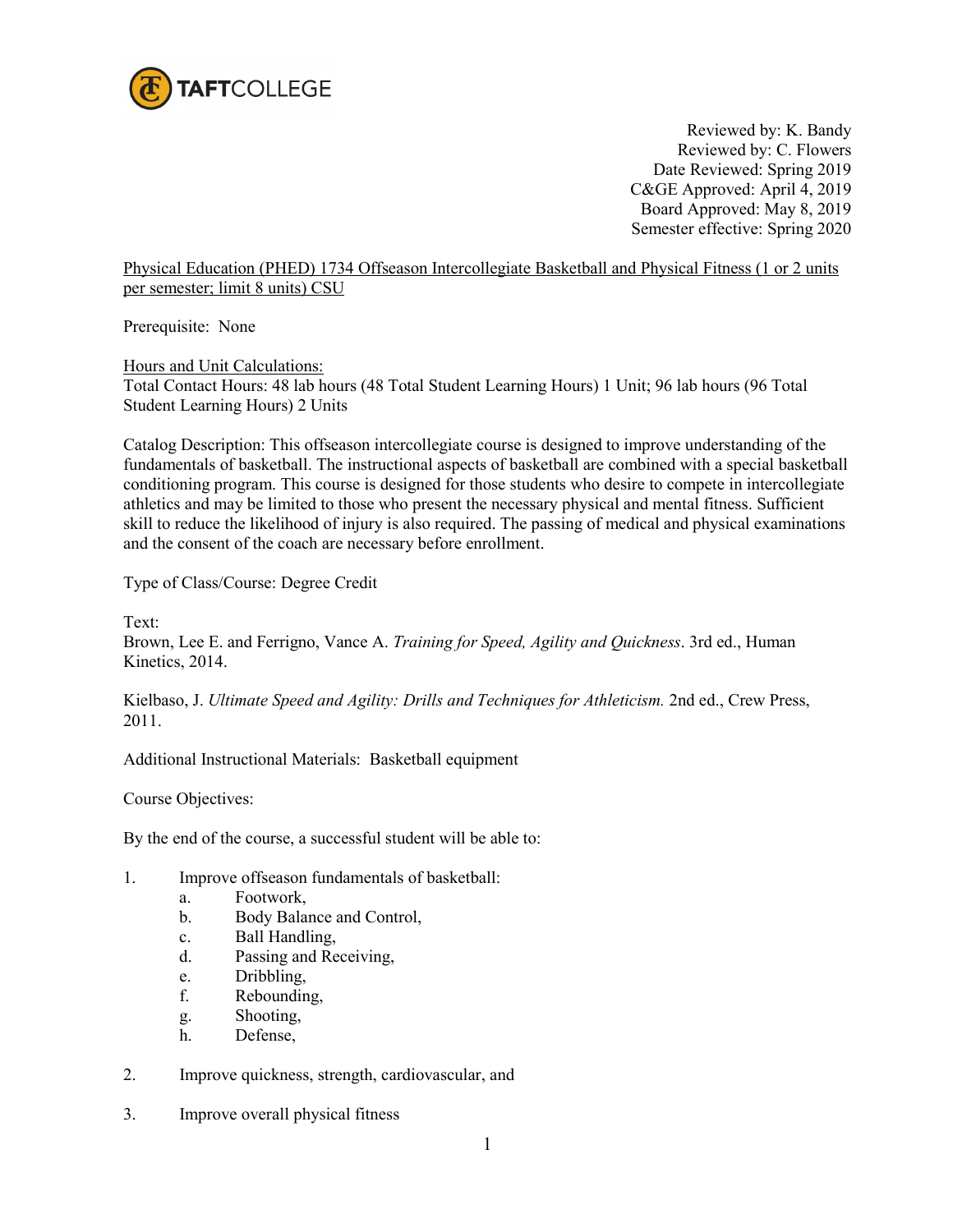TAFTCOLLEGE

Reviewed by: K. Bandy
Reviewed by: C. Flowers
Date Reviewed: Spring 2019
C&GE Approved: April 4, 2019
Board Approved: May 8, 2019
Semester effective: Spring 2020

Physical Education (PHED) 1734 Offseason Intercollegiate Basketball and Physical Fitness (1 or 2 units per semester; limit 8 units) CSU

Prerequisite: None

Hours and Unit Calculations:
Total Contact Hours: 48 lab hours (48 Total Student Learning Hours) 1 Unit; 96 lab hours (96 Total Student Learning Hours) 2 Units

Catalog Description: This offseason intercollegiate course is designed to improve understanding of the fundamentals of basketball. The instructional aspects of basketball are combined with a special basketball conditioning program. This course is designed for those students who desire to compete in intercollegiate athletics and may be limited to those who present the necessary physical and mental fitness. Sufficient skill to reduce the likelihood of injury is also required. The passing of medical and physical examinations and the consent of the coach are necessary before enrollment.

Type of Class/Course: Degree Credit

Text:
Brown, Lee E. and Ferrigno, Vance A. *Training for Speed, Agility and Quickness*. 3rd ed., Human Kinetics, 2014.

Kielbaso, J. *Ultimate Speed and Agility: Drills and Techniques for Athleticism.* 2nd ed., Crew Press, 2011.

Additional Instructional Materials: Basketball equipment

Course Objectives:

By the end of the course, a successful student will be able to:

1. Improve offseason fundamentals of basketball:
   a. Footwork,
   b. Body Balance and Control,
   c. Ball Handling,
   d. Passing and Receiving,
   e. Dribbling,
   f. Rebounding,
   g. Shooting,
   h. Defense,
2. Improve quickness, strength, cardiovascular, and
3. Improve overall physical fitness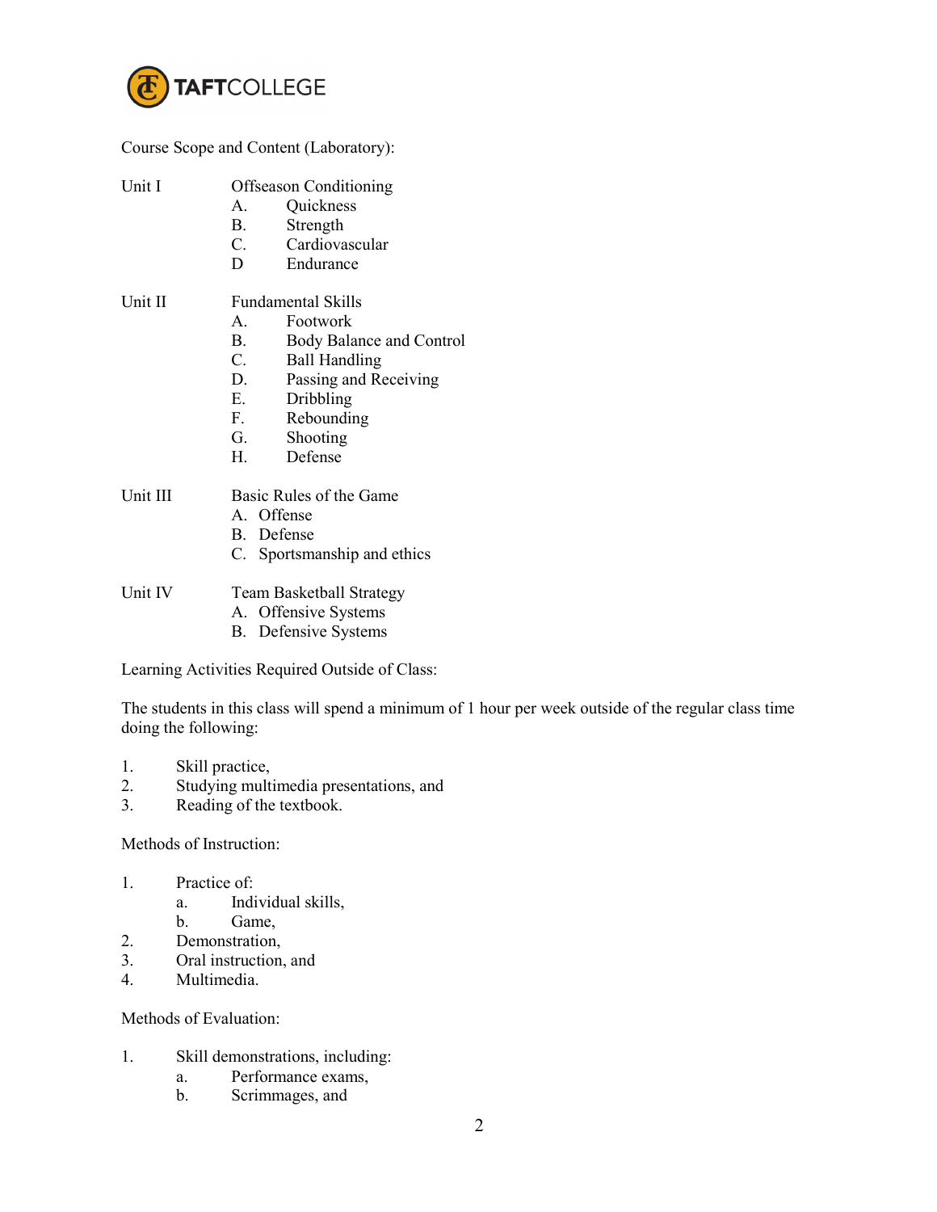Course Scope and Content (Laboratory):

Unit I Offseason Conditioning

- A. Quickness
- B. Strength
- C. Cardiovascular
- D Endurance

Unit II Fundamental Skills

- A. Footwork
- B. Body Balance and Control
- C. Ball Handling
- D. Passing and Receiving
- E. Dribbling
- F. Rebounding
- G. Shooting
- H. Defense

Unit III Basic Rules of the Game

- A. Offense
- B. Defense
- C. Sportsmanship and ethics

Unit IV Team Basketball Strategy

- A. Offensive Systems
- B. Defensive Systems

Learning Activities Required Outside of Class:

The students in this class will spend a minimum of 1 hour per week outside of the regular class time doing the following:

1. Skill practice,
2. Studying multimedia presentations, and
3. Reading of the textbook.

Methods of Instruction:

1. Practice of:
   - a. Individual skills,
   - b. Game,
2. Demonstration,
3. Oral instruction, and
4. Multimedia.

Methods of Evaluation:

1. Skill demonstrations, including:
   - a. Performance exams,
   - b. Scrimmages, and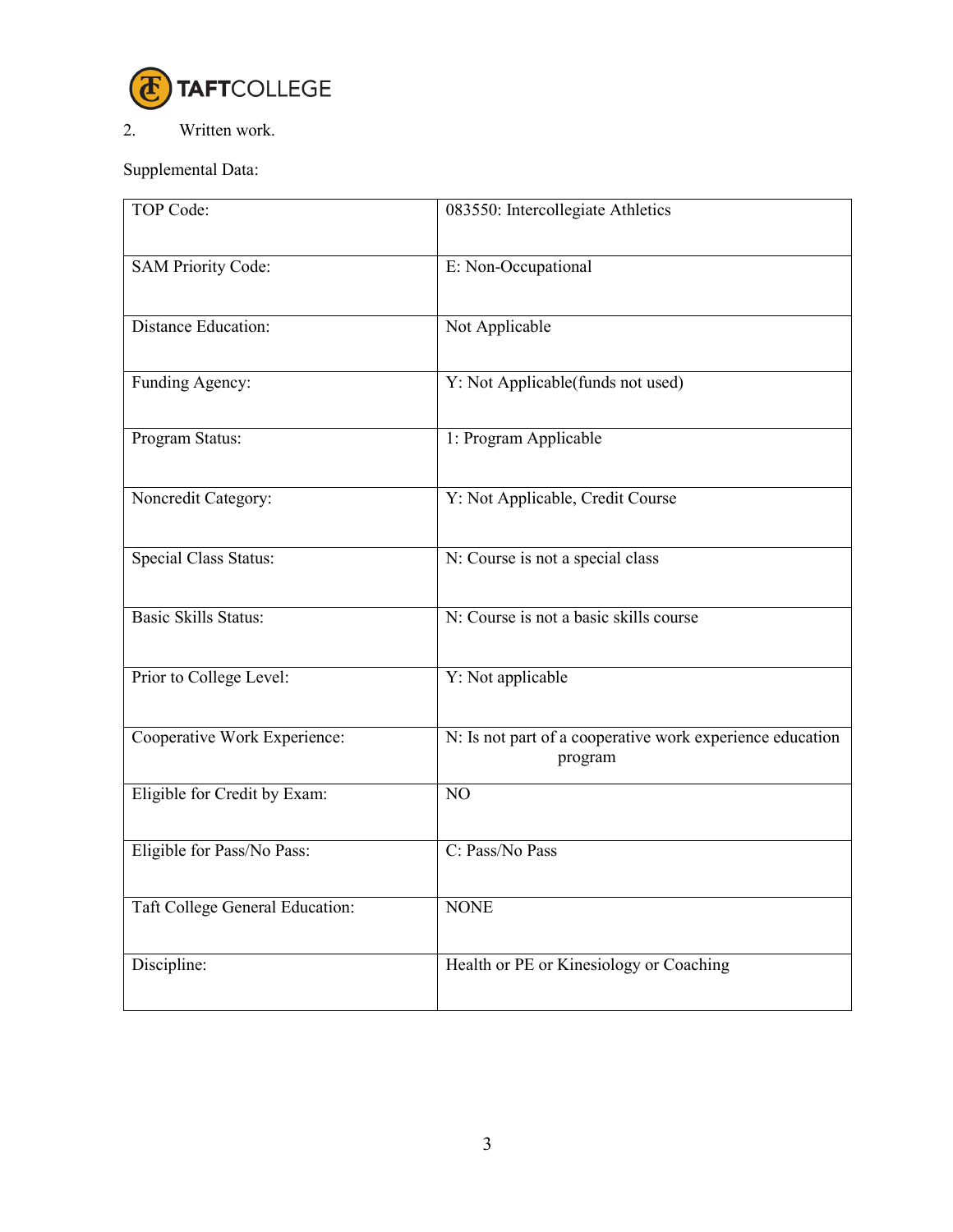2. Written work.

Supplemental Data:

| | |
|---|---|
| TOP Code: | 083550: Intercollegiate Athletics |
| SAM Priority Code: | E: Non-Occupational |
| Distance Education: | Not Applicable |
| Funding Agency: | Y: Not Applicable(funds not used) |
| Program Status: | 1: Program Applicable |
| Noncredit Category: | Y: Not Applicable, Credit Course |
| Special Class Status: | N: Course is not a special class |
| Basic Skills Status: | N: Course is not a basic skills course |
| Prior to College Level: | Y: Not applicable |
| Cooperative Work Experience: | N: Is not part of a cooperative work experience education program |
| Eligible for Credit by Exam: | NO |
| Eligible for Pass/No Pass: | C: Pass/No Pass |
| Taft College General Education: | NONE |
| Discipline: | Health or PE or Kinesiology or Coaching |